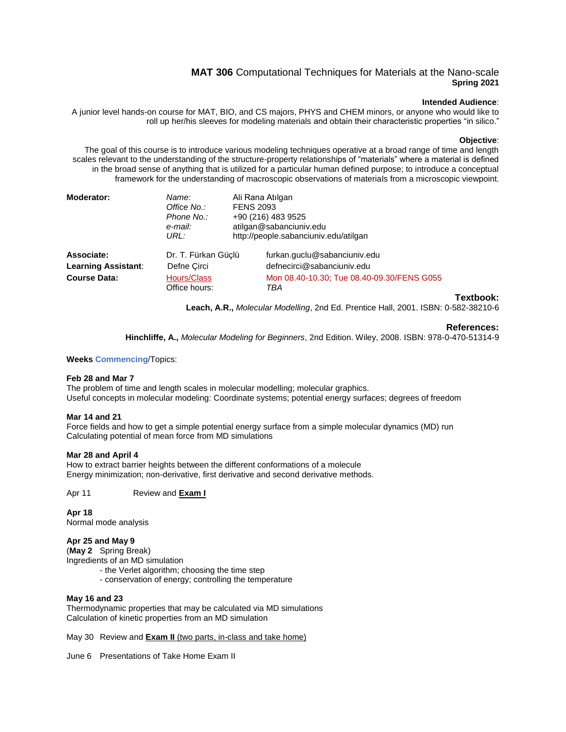# **MAT 306** Computational Techniques for Materials at the Nano-scale
**Spring 2021**

**Intended Audience**:
A junior level hands-on course for MAT, BIO, and CS majors, PHYS and CHEM minors, or anyone who would like to roll up her/his sleeves for modeling materials and obtain their characteristic properties "in silico."

**Objective**:
The goal of this course is to introduce various modeling techniques operative at a broad range of time and length scales relevant to the understanding of the structure-property relationships of "materials" where a material is defined in the broad sense of anything that is utilized for a particular human defined purpose; to introduce a conceptual framework for the understanding of macroscopic observations of materials from a microscopic viewpoint.

| | | |
|---|---|---|
| **Moderator:** | *Name:* | Ali Rana Atılgan |
| | *Office No.:* | FENS 2093 |
| | *Phone No.:* | +90 (216) 483 9525 |
| | *e-mail:* | atilgan@sabanciuniv.edu |
| | *URL:* | http://people.sabanciuniv.edu/atilgan |
| **Associate:** | Dr. T. Fürkan Güçlü | furkan.guclu@sabanciuniv.edu |
| **Learning Assistant**: | Defne Çirci | defnecirci@sabanciuniv.edu |
| **Course Data:** | Hours/Class | Mon 08.40-10.30; Tue 08.40-09.30/FENS G055 |
| | Office hours: | *TBA* |

**Textbook:**
**Leach, A.R.,** *Molecular Modelling*, 2nd Ed. Prentice Hall, 2001. ISBN: 0-582-38210-6

**References:**
**Hinchliffe, A.,** *Molecular Modeling for Beginners*, 2nd Edition. Wiley, 2008. ISBN: 978-0-470-51314-9

**Weeks Commencing**/Topics:

**Feb 28 and Mar 7**
The problem of time and length scales in molecular modelling; molecular graphics.
Useful concepts in molecular modeling: Coordinate systems; potential energy surfaces; degrees of freedom

**Mar 14 and 21**
Force fields and how to get a simple potential energy surface from a simple molecular dynamics (MD) run
Calculating potential of mean force from MD simulations

**Mar 28 and April 4**
How to extract barrier heights between the different conformations of a molecule
Energy minimization; non-derivative, first derivative and second derivative methods.

Apr 11 Review and **Exam I**

**Apr 18**
Normal mode analysis

**Apr 25 and May 9**
(**May 2** Spring Break)
Ingredients of an MD simulation
- the Verlet algorithm; choosing the time step
- conservation of energy; controlling the temperature

**May 16 and 23**
Thermodynamic properties that may be calculated via MD simulations
Calculation of kinetic properties from an MD simulation

May 30 Review and **Exam II** (two parts, in-class and take home)

June 6 Presentations of Take Home Exam II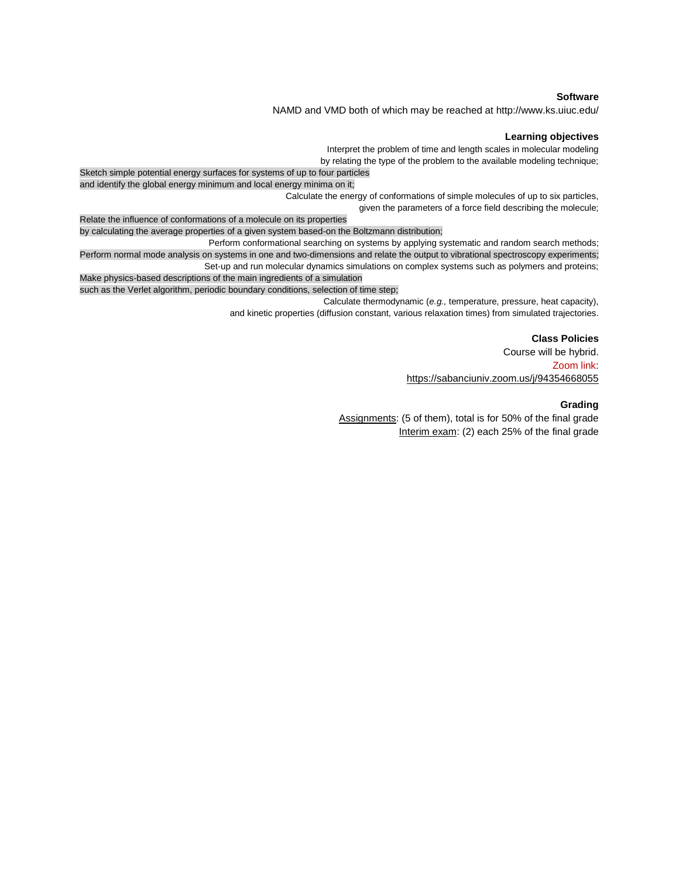**Software**

NAMD and VMD both of which may be reached at http://www.ks.uiuc.edu/

**Learning objectives**

Interpret the problem of time and length scales in molecular modeling by relating the type of the problem to the available modeling technique;

Sketch simple potential energy surfaces for systems of up to four particles and identify the global energy minimum and local energy minima on it;

Calculate the energy of conformations of simple molecules of up to six particles, given the parameters of a force field describing the molecule;

Relate the influence of conformations of a molecule on its properties by calculating the average properties of a given system based-on the Boltzmann distribution;

Perform conformational searching on systems by applying systematic and random search methods;

Perform normal mode analysis on systems in one and two-dimensions and relate the output to vibrational spectroscopy experiments;

Set-up and run molecular dynamics simulations on complex systems such as polymers and proteins;

Make physics-based descriptions of the main ingredients of a simulation such as the Verlet algorithm, periodic boundary conditions, selection of time step;

Calculate thermodynamic (*e.g.,* temperature, pressure, heat capacity), and kinetic properties (diffusion constant, various relaxation times) from simulated trajectories.

**Class Policies**

Course will be hybrid.

Zoom link:
https://sabanciuniv.zoom.us/j/94354668055

**Grading**

Assignments: (5 of them), total is for 50% of the final grade

Interim exam: (2) each 25% of the final grade